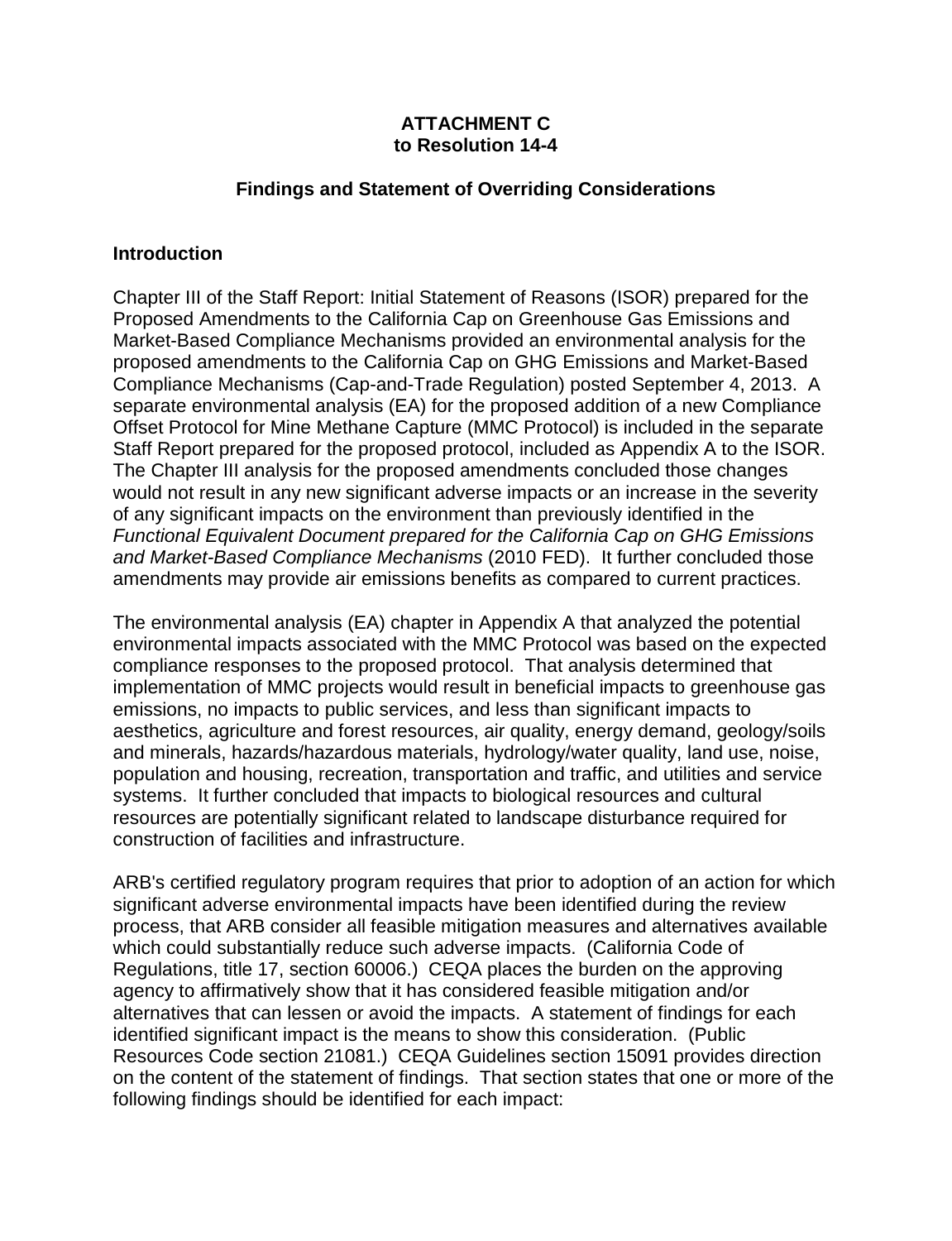**ATTACHMENT C**
**to Resolution 14-4**

**Findings and Statement of Overriding Considerations**

## Introduction

Chapter III of the Staff Report: Initial Statement of Reasons (ISOR) prepared for the Proposed Amendments to the California Cap on Greenhouse Gas Emissions and Market-Based Compliance Mechanisms provided an environmental analysis for the proposed amendments to the California Cap on GHG Emissions and Market-Based Compliance Mechanisms (Cap-and-Trade Regulation) posted September 4, 2013. A separate environmental analysis (EA) for the proposed addition of a new Compliance Offset Protocol for Mine Methane Capture (MMC Protocol) is included in the separate Staff Report prepared for the proposed protocol, included as Appendix A to the ISOR. The Chapter III analysis for the proposed amendments concluded those changes would not result in any new significant adverse impacts or an increase in the severity of any significant impacts on the environment than previously identified in the *Functional Equivalent Document prepared for the California Cap on GHG Emissions and Market-Based Compliance Mechanisms* (2010 FED). It further concluded those amendments may provide air emissions benefits as compared to current practices.

The environmental analysis (EA) chapter in Appendix A that analyzed the potential environmental impacts associated with the MMC Protocol was based on the expected compliance responses to the proposed protocol. That analysis determined that implementation of MMC projects would result in beneficial impacts to greenhouse gas emissions, no impacts to public services, and less than significant impacts to aesthetics, agriculture and forest resources, air quality, energy demand, geology/soils and minerals, hazards/hazardous materials, hydrology/water quality, land use, noise, population and housing, recreation, transportation and traffic, and utilities and service systems. It further concluded that impacts to biological resources and cultural resources are potentially significant related to landscape disturbance required for construction of facilities and infrastructure.

ARB's certified regulatory program requires that prior to adoption of an action for which significant adverse environmental impacts have been identified during the review process, that ARB consider all feasible mitigation measures and alternatives available which could substantially reduce such adverse impacts. (California Code of Regulations, title 17, section 60006.) CEQA places the burden on the approving agency to affirmatively show that it has considered feasible mitigation and/or alternatives that can lessen or avoid the impacts. A statement of findings for each identified significant impact is the means to show this consideration. (Public Resources Code section 21081.) CEQA Guidelines section 15091 provides direction on the content of the statement of findings. That section states that one or more of the following findings should be identified for each impact: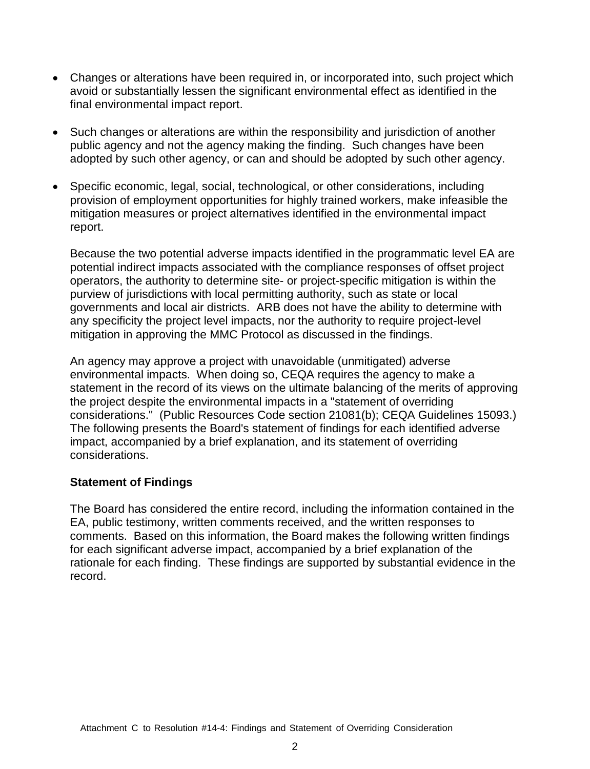- Changes or alterations have been required in, or incorporated into, such project which avoid or substantially lessen the significant environmental effect as identified in the final environmental impact report.

- Such changes or alterations are within the responsibility and jurisdiction of another public agency and not the agency making the finding. Such changes have been adopted by such other agency, or can and should be adopted by such other agency.

- Specific economic, legal, social, technological, or other considerations, including provision of employment opportunities for highly trained workers, make infeasible the mitigation measures or project alternatives identified in the environmental impact report.

Because the two potential adverse impacts identified in the programmatic level EA are potential indirect impacts associated with the compliance responses of offset project operators, the authority to determine site- or project-specific mitigation is within the purview of jurisdictions with local permitting authority, such as state or local governments and local air districts. ARB does not have the ability to determine with any specificity the project level impacts, nor the authority to require project-level mitigation in approving the MMC Protocol as discussed in the findings.

An agency may approve a project with unavoidable (unmitigated) adverse environmental impacts. When doing so, CEQA requires the agency to make a statement in the record of its views on the ultimate balancing of the merits of approving the project despite the environmental impacts in a "statement of overriding considerations." (Public Resources Code section 21081(b); CEQA Guidelines 15093.) The following presents the Board's statement of findings for each identified adverse impact, accompanied by a brief explanation, and its statement of overriding considerations.

**Statement of Findings**

The Board has considered the entire record, including the information contained in the EA, public testimony, written comments received, and the written responses to comments. Based on this information, the Board makes the following written findings for each significant adverse impact, accompanied by a brief explanation of the rationale for each finding. These findings are supported by substantial evidence in the record.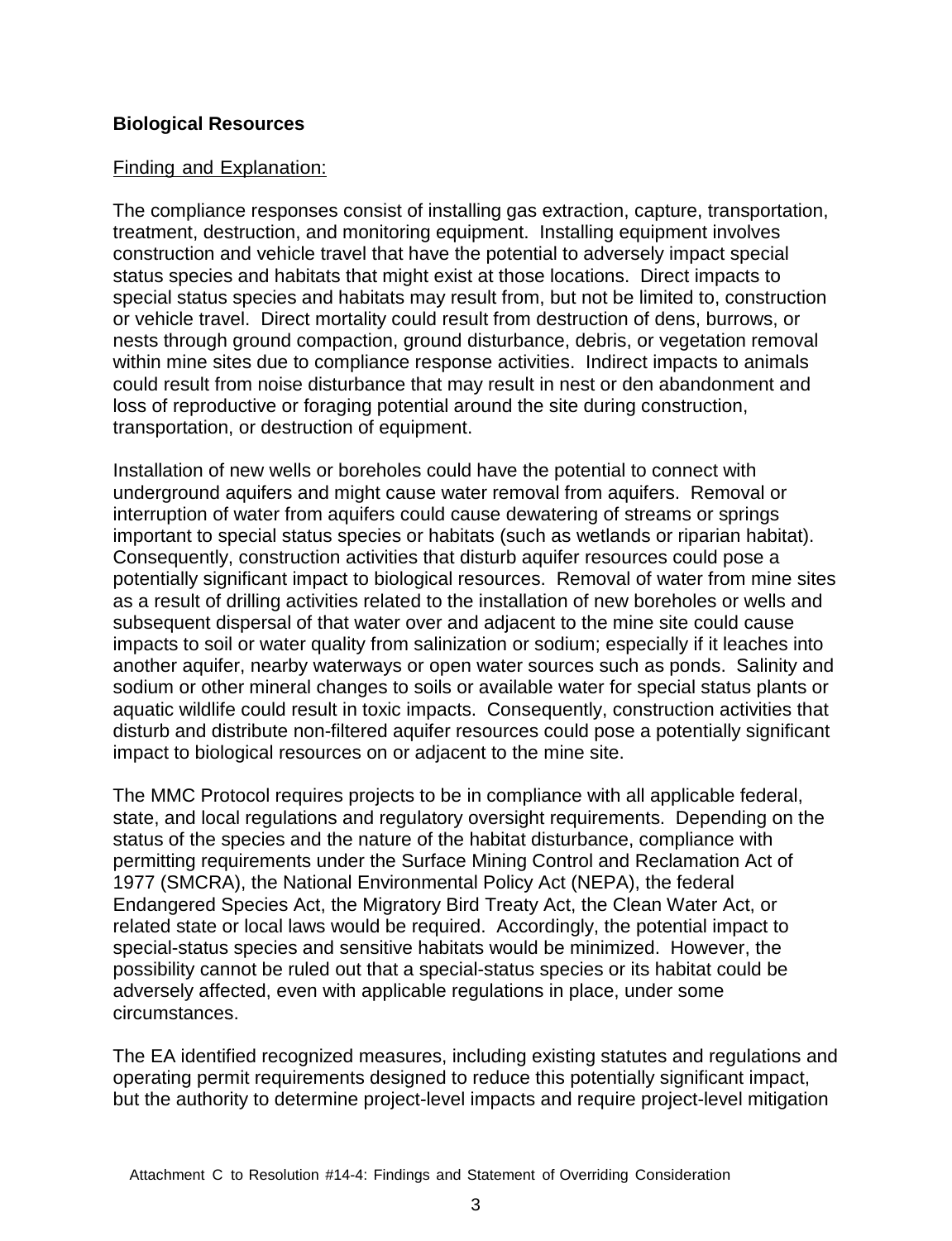## Biological Resources

Finding and Explanation:

The compliance responses consist of installing gas extraction, capture, transportation, treatment, destruction, and monitoring equipment. Installing equipment involves construction and vehicle travel that have the potential to adversely impact special status species and habitats that might exist at those locations. Direct impacts to special status species and habitats may result from, but not be limited to, construction or vehicle travel. Direct mortality could result from destruction of dens, burrows, or nests through ground compaction, ground disturbance, debris, or vegetation removal within mine sites due to compliance response activities. Indirect impacts to animals could result from noise disturbance that may result in nest or den abandonment and loss of reproductive or foraging potential around the site during construction, transportation, or destruction of equipment.

Installation of new wells or boreholes could have the potential to connect with underground aquifers and might cause water removal from aquifers. Removal or interruption of water from aquifers could cause dewatering of streams or springs important to special status species or habitats (such as wetlands or riparian habitat). Consequently, construction activities that disturb aquifer resources could pose a potentially significant impact to biological resources. Removal of water from mine sites as a result of drilling activities related to the installation of new boreholes or wells and subsequent dispersal of that water over and adjacent to the mine site could cause impacts to soil or water quality from salinization or sodium; especially if it leaches into another aquifer, nearby waterways or open water sources such as ponds. Salinity and sodium or other mineral changes to soils or available water for special status plants or aquatic wildlife could result in toxic impacts. Consequently, construction activities that disturb and distribute non-filtered aquifer resources could pose a potentially significant impact to biological resources on or adjacent to the mine site.

The MMC Protocol requires projects to be in compliance with all applicable federal, state, and local regulations and regulatory oversight requirements. Depending on the status of the species and the nature of the habitat disturbance, compliance with permitting requirements under the Surface Mining Control and Reclamation Act of 1977 (SMCRA), the National Environmental Policy Act (NEPA), the federal Endangered Species Act, the Migratory Bird Treaty Act, the Clean Water Act, or related state or local laws would be required. Accordingly, the potential impact to special-status species and sensitive habitats would be minimized. However, the possibility cannot be ruled out that a special-status species or its habitat could be adversely affected, even with applicable regulations in place, under some circumstances.

The EA identified recognized measures, including existing statutes and regulations and operating permit requirements designed to reduce this potentially significant impact, but the authority to determine project-level impacts and require project-level mitigation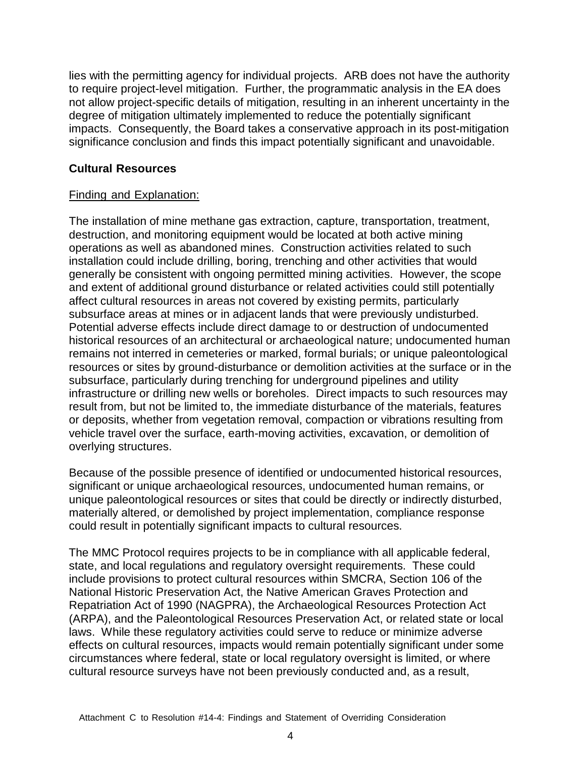lies with the permitting agency for individual projects. ARB does not have the authority to require project-level mitigation. Further, the programmatic analysis in the EA does not allow project-specific details of mitigation, resulting in an inherent uncertainty in the degree of mitigation ultimately implemented to reduce the potentially significant impacts. Consequently, the Board takes a conservative approach in its post-mitigation significance conclusion and finds this impact potentially significant and unavoidable.

### Cultural Resources

Finding and Explanation:

The installation of mine methane gas extraction, capture, transportation, treatment, destruction, and monitoring equipment would be located at both active mining operations as well as abandoned mines. Construction activities related to such installation could include drilling, boring, trenching and other activities that would generally be consistent with ongoing permitted mining activities. However, the scope and extent of additional ground disturbance or related activities could still potentially affect cultural resources in areas not covered by existing permits, particularly subsurface areas at mines or in adjacent lands that were previously undisturbed. Potential adverse effects include direct damage to or destruction of undocumented historical resources of an architectural or archaeological nature; undocumented human remains not interred in cemeteries or marked, formal burials; or unique paleontological resources or sites by ground-disturbance or demolition activities at the surface or in the subsurface, particularly during trenching for underground pipelines and utility infrastructure or drilling new wells or boreholes. Direct impacts to such resources may result from, but not be limited to, the immediate disturbance of the materials, features or deposits, whether from vegetation removal, compaction or vibrations resulting from vehicle travel over the surface, earth-moving activities, excavation, or demolition of overlying structures.

Because of the possible presence of identified or undocumented historical resources, significant or unique archaeological resources, undocumented human remains, or unique paleontological resources or sites that could be directly or indirectly disturbed, materially altered, or demolished by project implementation, compliance response could result in potentially significant impacts to cultural resources.

The MMC Protocol requires projects to be in compliance with all applicable federal, state, and local regulations and regulatory oversight requirements. These could include provisions to protect cultural resources within SMCRA, Section 106 of the National Historic Preservation Act, the Native American Graves Protection and Repatriation Act of 1990 (NAGPRA), the Archaeological Resources Protection Act (ARPA), and the Paleontological Resources Preservation Act, or related state or local laws. While these regulatory activities could serve to reduce or minimize adverse effects on cultural resources, impacts would remain potentially significant under some circumstances where federal, state or local regulatory oversight is limited, or where cultural resource surveys have not been previously conducted and, as a result,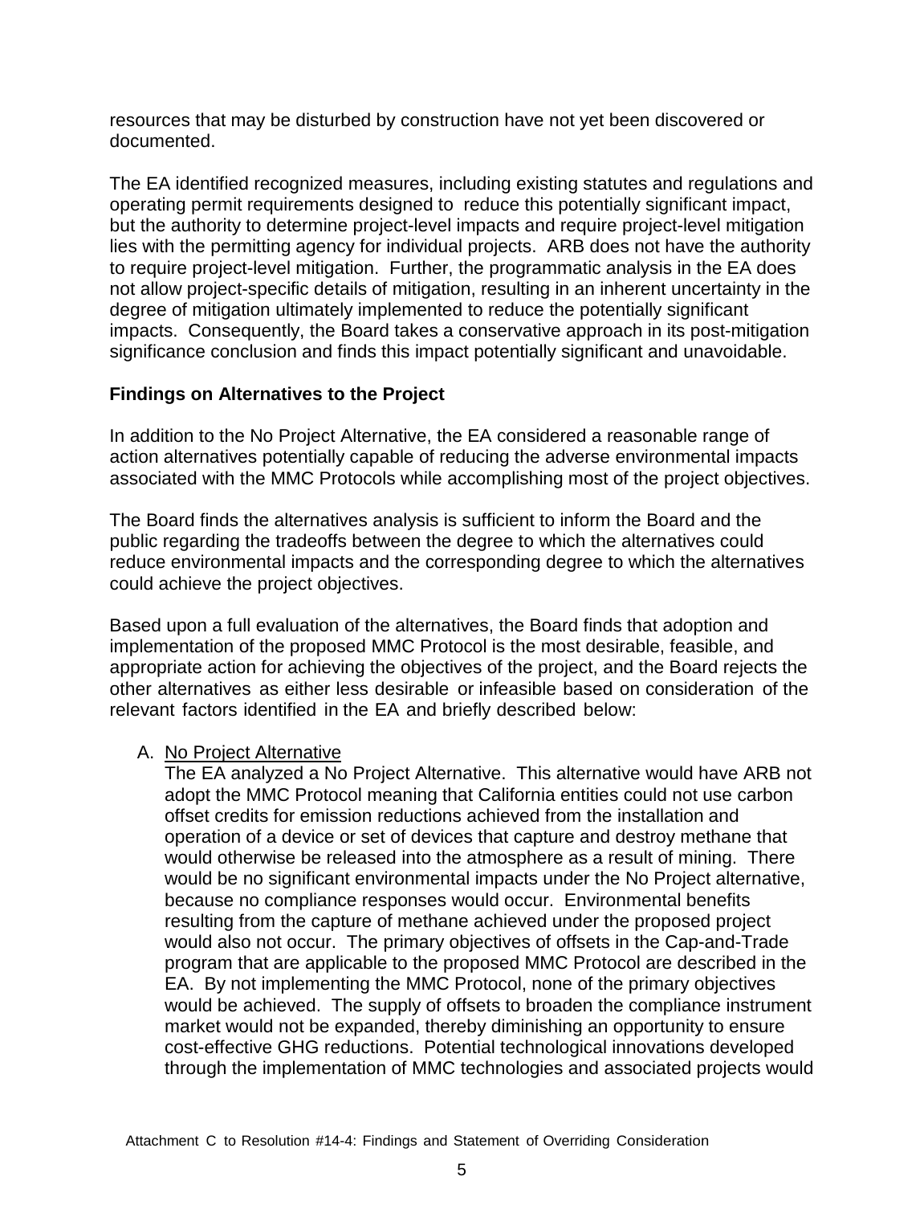resources that may be disturbed by construction have not yet been discovered or documented.

The EA identified recognized measures, including existing statutes and regulations and operating permit requirements designed to reduce this potentially significant impact, but the authority to determine project-level impacts and require project-level mitigation lies with the permitting agency for individual projects. ARB does not have the authority to require project-level mitigation. Further, the programmatic analysis in the EA does not allow project-specific details of mitigation, resulting in an inherent uncertainty in the degree of mitigation ultimately implemented to reduce the potentially significant impacts. Consequently, the Board takes a conservative approach in its post-mitigation significance conclusion and finds this impact potentially significant and unavoidable.

## Findings on Alternatives to the Project

In addition to the No Project Alternative, the EA considered a reasonable range of action alternatives potentially capable of reducing the adverse environmental impacts associated with the MMC Protocols while accomplishing most of the project objectives.

The Board finds the alternatives analysis is sufficient to inform the Board and the public regarding the tradeoffs between the degree to which the alternatives could reduce environmental impacts and the corresponding degree to which the alternatives could achieve the project objectives.

Based upon a full evaluation of the alternatives, the Board finds that adoption and implementation of the proposed MMC Protocol is the most desirable, feasible, and appropriate action for achieving the objectives of the project, and the Board rejects the other alternatives as either less desirable or infeasible based on consideration of the relevant factors identified in the EA and briefly described below:

A. No Project Alternative

The EA analyzed a No Project Alternative. This alternative would have ARB not adopt the MMC Protocol meaning that California entities could not use carbon offset credits for emission reductions achieved from the installation and operation of a device or set of devices that capture and destroy methane that would otherwise be released into the atmosphere as a result of mining. There would be no significant environmental impacts under the No Project alternative, because no compliance responses would occur. Environmental benefits resulting from the capture of methane achieved under the proposed project would also not occur. The primary objectives of offsets in the Cap-and-Trade program that are applicable to the proposed MMC Protocol are described in the EA. By not implementing the MMC Protocol, none of the primary objectives would be achieved. The supply of offsets to broaden the compliance instrument market would not be expanded, thereby diminishing an opportunity to ensure cost-effective GHG reductions. Potential technological innovations developed through the implementation of MMC technologies and associated projects would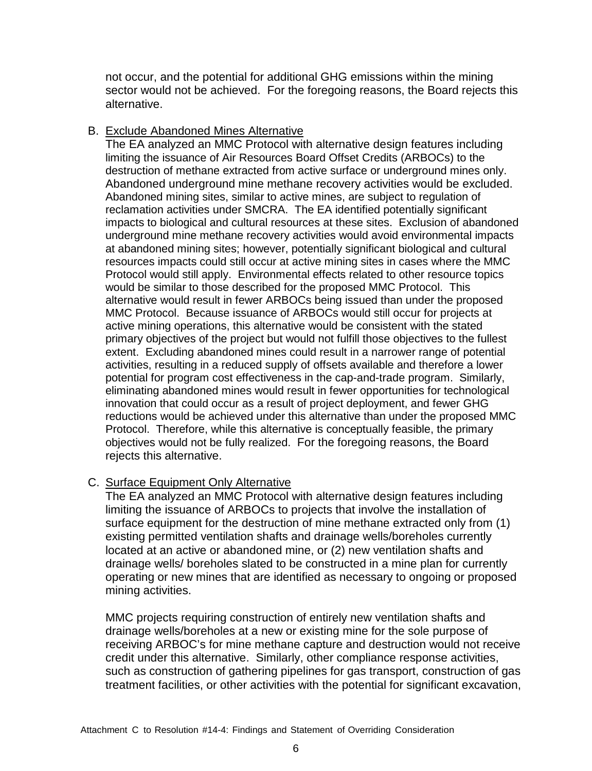not occur, and the potential for additional GHG emissions within the mining sector would not be achieved. For the foregoing reasons, the Board rejects this alternative.

B. Exclude Abandoned Mines Alternative

The EA analyzed an MMC Protocol with alternative design features including limiting the issuance of Air Resources Board Offset Credits (ARBOCs) to the destruction of methane extracted from active surface or underground mines only. Abandoned underground mine methane recovery activities would be excluded. Abandoned mining sites, similar to active mines, are subject to regulation of reclamation activities under SMCRA. The EA identified potentially significant impacts to biological and cultural resources at these sites. Exclusion of abandoned underground mine methane recovery activities would avoid environmental impacts at abandoned mining sites; however, potentially significant biological and cultural resources impacts could still occur at active mining sites in cases where the MMC Protocol would still apply. Environmental effects related to other resource topics would be similar to those described for the proposed MMC Protocol. This alternative would result in fewer ARBOCs being issued than under the proposed MMC Protocol. Because issuance of ARBOCs would still occur for projects at active mining operations, this alternative would be consistent with the stated primary objectives of the project but would not fulfill those objectives to the fullest extent. Excluding abandoned mines could result in a narrower range of potential activities, resulting in a reduced supply of offsets available and therefore a lower potential for program cost effectiveness in the cap-and-trade program. Similarly, eliminating abandoned mines would result in fewer opportunities for technological innovation that could occur as a result of project deployment, and fewer GHG reductions would be achieved under this alternative than under the proposed MMC Protocol. Therefore, while this alternative is conceptually feasible, the primary objectives would not be fully realized. For the foregoing reasons, the Board rejects this alternative.

C. Surface Equipment Only Alternative

The EA analyzed an MMC Protocol with alternative design features including limiting the issuance of ARBOCs to projects that involve the installation of surface equipment for the destruction of mine methane extracted only from (1) existing permitted ventilation shafts and drainage wells/boreholes currently located at an active or abandoned mine, or (2) new ventilation shafts and drainage wells/ boreholes slated to be constructed in a mine plan for currently operating or new mines that are identified as necessary to ongoing or proposed mining activities.

MMC projects requiring construction of entirely new ventilation shafts and drainage wells/boreholes at a new or existing mine for the sole purpose of receiving ARBOC's for mine methane capture and destruction would not receive credit under this alternative. Similarly, other compliance response activities, such as construction of gathering pipelines for gas transport, construction of gas treatment facilities, or other activities with the potential for significant excavation,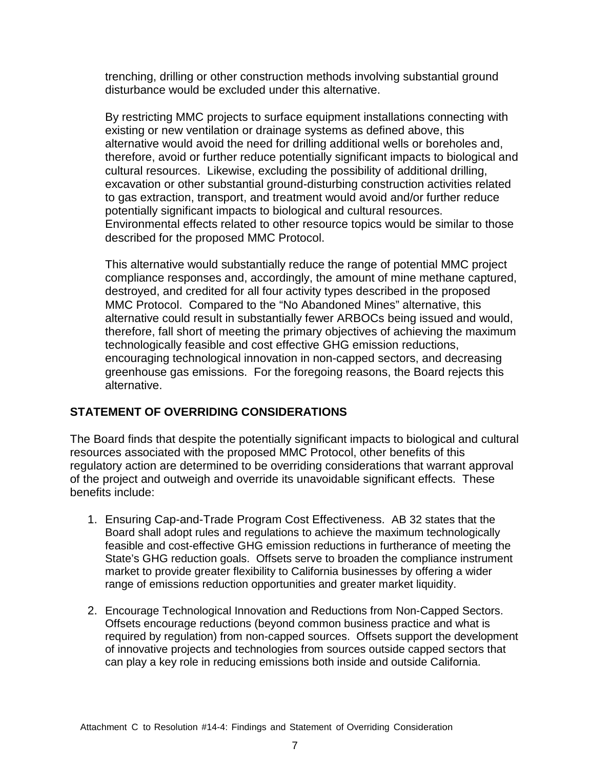trenching, drilling or other construction methods involving substantial ground disturbance would be excluded under this alternative.

By restricting MMC projects to surface equipment installations connecting with existing or new ventilation or drainage systems as defined above, this alternative would avoid the need for drilling additional wells or boreholes and, therefore, avoid or further reduce potentially significant impacts to biological and cultural resources. Likewise, excluding the possibility of additional drilling, excavation or other substantial ground-disturbing construction activities related to gas extraction, transport, and treatment would avoid and/or further reduce potentially significant impacts to biological and cultural resources. Environmental effects related to other resource topics would be similar to those described for the proposed MMC Protocol.

This alternative would substantially reduce the range of potential MMC project compliance responses and, accordingly, the amount of mine methane captured, destroyed, and credited for all four activity types described in the proposed MMC Protocol. Compared to the “No Abandoned Mines” alternative, this alternative could result in substantially fewer ARBOCs being issued and would, therefore, fall short of meeting the primary objectives of achieving the maximum technologically feasible and cost effective GHG emission reductions, encouraging technological innovation in non-capped sectors, and decreasing greenhouse gas emissions. For the foregoing reasons, the Board rejects this alternative.

## STATEMENT OF OVERRIDING CONSIDERATIONS

The Board finds that despite the potentially significant impacts to biological and cultural resources associated with the proposed MMC Protocol, other benefits of this regulatory action are determined to be overriding considerations that warrant approval of the project and outweigh and override its unavoidable significant effects. These benefits include:

1. Ensuring Cap-and-Trade Program Cost Effectiveness. AB 32 states that the Board shall adopt rules and regulations to achieve the maximum technologically feasible and cost-effective GHG emission reductions in furtherance of meeting the State’s GHG reduction goals. Offsets serve to broaden the compliance instrument market to provide greater flexibility to California businesses by offering a wider range of emissions reduction opportunities and greater market liquidity.

2. Encourage Technological Innovation and Reductions from Non-Capped Sectors. Offsets encourage reductions (beyond common business practice and what is required by regulation) from non-capped sources. Offsets support the development of innovative projects and technologies from sources outside capped sectors that can play a key role in reducing emissions both inside and outside California.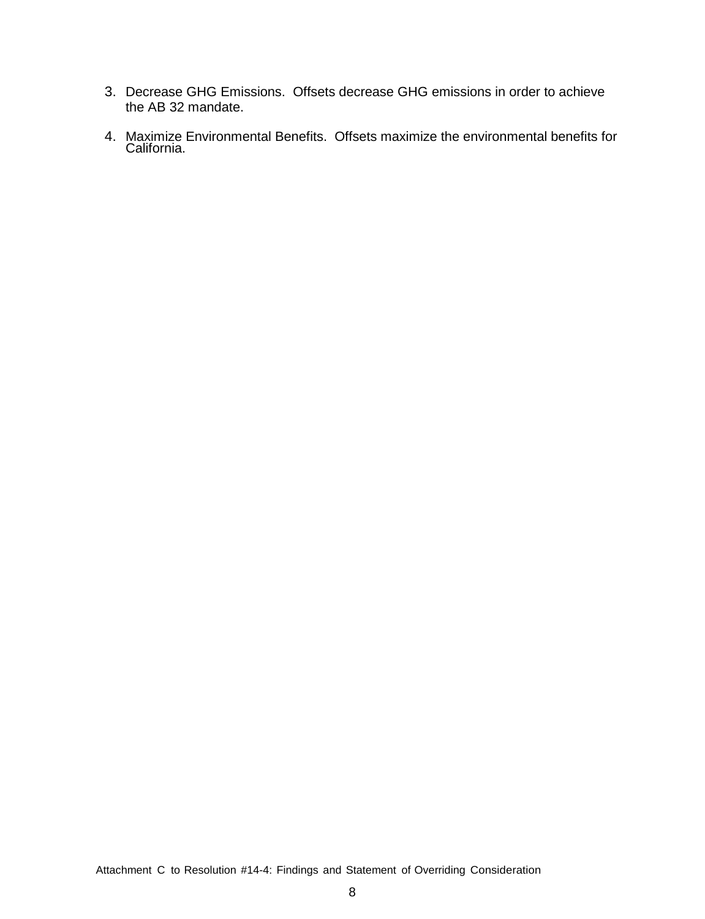3. Decrease GHG Emissions. Offsets decrease GHG emissions in order to achieve the AB 32 mandate.

4. Maximize Environmental Benefits. Offsets maximize the environmental benefits for California.